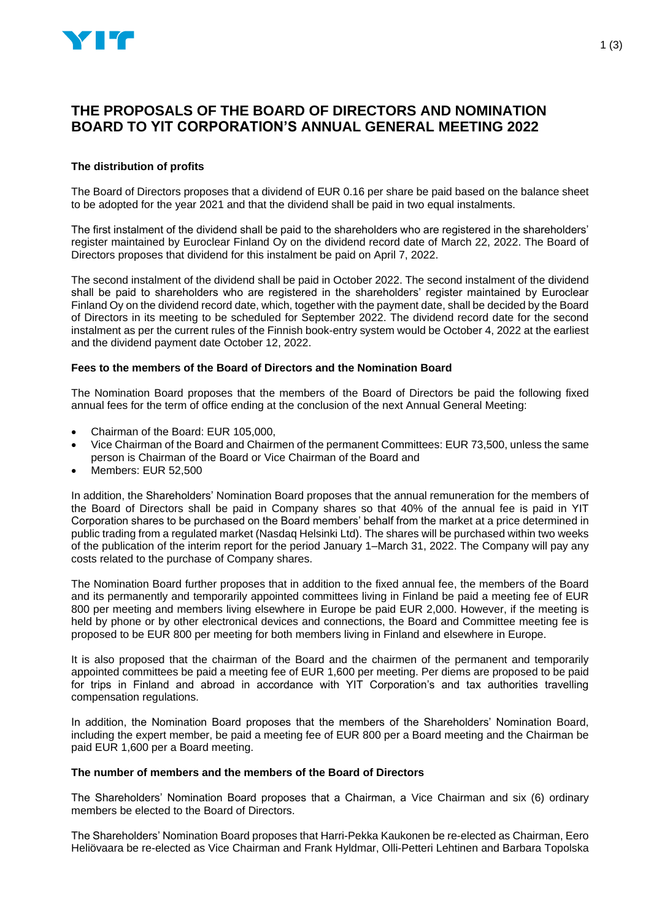# THE PROPOSALS OF THE BOARD OF DIRECTORS AND NOMINATION BOARD TO YIT CORPORATION'S ANNUAL GENERAL MEETING 2022

### The distribution of profits

The Board of Directors proposes that a dividend of EUR 0.16 per share be paid based on the balance sheet to be adopted for the year 2021 and that the dividend shall be paid in two equal instalments.

The first instalment of the dividend shall be paid to the shareholders who are registered in the shareholders' register maintained by Euroclear Finland Oy on the dividend record date of March 22, 2022. The Board of Directors proposes that dividend for this instalment be paid on April 7, 2022.

The second instalment of the dividend shall be paid in October 2022. The second instalment of the dividend shall be paid to shareholders who are registered in the shareholders' register maintained by Euroclear Finland Oy on the dividend record date, which, together with the payment date, shall be decided by the Board of Directors in its meeting to be scheduled for September 2022. The dividend record date for the second instalment as per the current rules of the Finnish book-entry system would be October 4, 2022 at the earliest and the dividend payment date October 12, 2022.

### Fees to the members of the Board of Directors and the Nomination Board

The Nomination Board proposes that the members of the Board of Directors be paid the following fixed annual fees for the term of office ending at the conclusion of the next Annual General Meeting:

- Chairman of the Board: EUR 105,000,
- Vice Chairman of the Board and Chairmen of the permanent Committees: EUR 73,500, unless the same person is Chairman of the Board or Vice Chairman of the Board and
- Members: EUR 52,500

In addition, the Shareholders' Nomination Board proposes that the annual remuneration for the members of the Board of Directors shall be paid in Company shares so that 40% of the annual fee is paid in YIT Corporation shares to be purchased on the Board members' behalf from the market at a price determined in public trading from a regulated market (Nasdaq Helsinki Ltd). The shares will be purchased within two weeks of the publication of the interim report for the period January 1–March 31, 2022. The Company will pay any costs related to the purchase of Company shares.

The Nomination Board further proposes that in addition to the fixed annual fee, the members of the Board and its permanently and temporarily appointed committees living in Finland be paid a meeting fee of EUR 800 per meeting and members living elsewhere in Europe be paid EUR 2,000. However, if the meeting is held by phone or by other electronical devices and connections, the Board and Committee meeting fee is proposed to be EUR 800 per meeting for both members living in Finland and elsewhere in Europe.

It is also proposed that the chairman of the Board and the chairmen of the permanent and temporarily appointed committees be paid a meeting fee of EUR 1,600 per meeting. Per diems are proposed to be paid for trips in Finland and abroad in accordance with YIT Corporation's and tax authorities travelling compensation regulations.

In addition, the Nomination Board proposes that the members of the Shareholders' Nomination Board, including the expert member, be paid a meeting fee of EUR 800 per a Board meeting and the Chairman be paid EUR 1,600 per a Board meeting.

### The number of members and the members of the Board of Directors

The Shareholders' Nomination Board proposes that a Chairman, a Vice Chairman and six (6) ordinary members be elected to the Board of Directors.

The Shareholders' Nomination Board proposes that Harri-Pekka Kaukonen be re-elected as Chairman, Eero Heliövaara be re-elected as Vice Chairman and Frank Hyldmar, Olli-Petteri Lehtinen and Barbara Topolska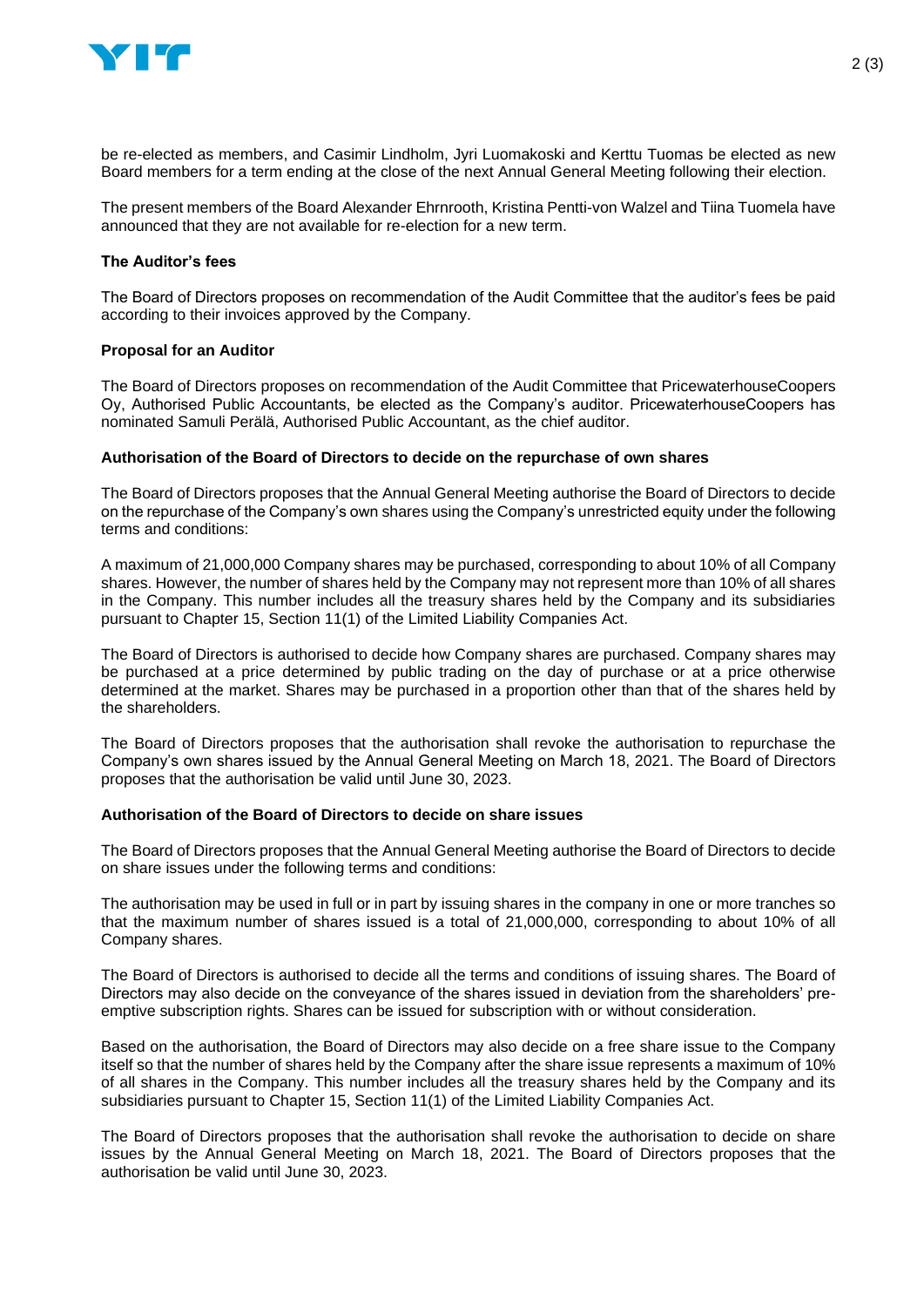be re-elected as members, and Casimir Lindholm, Jyri Luomakoski and Kerttu Tuomas be elected as new Board members for a term ending at the close of the next Annual General Meeting following their election.

The present members of the Board Alexander Ehrnrooth, Kristina Pentti-von Walzel and Tiina Tuomela have announced that they are not available for re-election for a new term.

**The Auditor's fees**

The Board of Directors proposes on recommendation of the Audit Committee that the auditor's fees be paid according to their invoices approved by the Company.

**Proposal for an Auditor**

The Board of Directors proposes on recommendation of the Audit Committee that PricewaterhouseCoopers Oy, Authorised Public Accountants, be elected as the Company's auditor. PricewaterhouseCoopers has nominated Samuli Perälä, Authorised Public Accountant, as the chief auditor.

**Authorisation of the Board of Directors to decide on the repurchase of own shares**

The Board of Directors proposes that the Annual General Meeting authorise the Board of Directors to decide on the repurchase of the Company's own shares using the Company's unrestricted equity under the following terms and conditions:

A maximum of 21,000,000 Company shares may be purchased, corresponding to about 10% of all Company shares. However, the number of shares held by the Company may not represent more than 10% of all shares in the Company. This number includes all the treasury shares held by the Company and its subsidiaries pursuant to Chapter 15, Section 11(1) of the Limited Liability Companies Act.

The Board of Directors is authorised to decide how Company shares are purchased. Company shares may be purchased at a price determined by public trading on the day of purchase or at a price otherwise determined at the market. Shares may be purchased in a proportion other than that of the shares held by the shareholders.

The Board of Directors proposes that the authorisation shall revoke the authorisation to repurchase the Company's own shares issued by the Annual General Meeting on March 18, 2021. The Board of Directors proposes that the authorisation be valid until June 30, 2023.

**Authorisation of the Board of Directors to decide on share issues**

The Board of Directors proposes that the Annual General Meeting authorise the Board of Directors to decide on share issues under the following terms and conditions:

The authorisation may be used in full or in part by issuing shares in the company in one or more tranches so that the maximum number of shares issued is a total of 21,000,000, corresponding to about 10% of all Company shares.

The Board of Directors is authorised to decide all the terms and conditions of issuing shares. The Board of Directors may also decide on the conveyance of the shares issued in deviation from the shareholders' pre-emptive subscription rights. Shares can be issued for subscription with or without consideration.

Based on the authorisation, the Board of Directors may also decide on a free share issue to the Company itself so that the number of shares held by the Company after the share issue represents a maximum of 10% of all shares in the Company. This number includes all the treasury shares held by the Company and its subsidiaries pursuant to Chapter 15, Section 11(1) of the Limited Liability Companies Act.

The Board of Directors proposes that the authorisation shall revoke the authorisation to decide on share issues by the Annual General Meeting on March 18, 2021. The Board of Directors proposes that the authorisation be valid until June 30, 2023.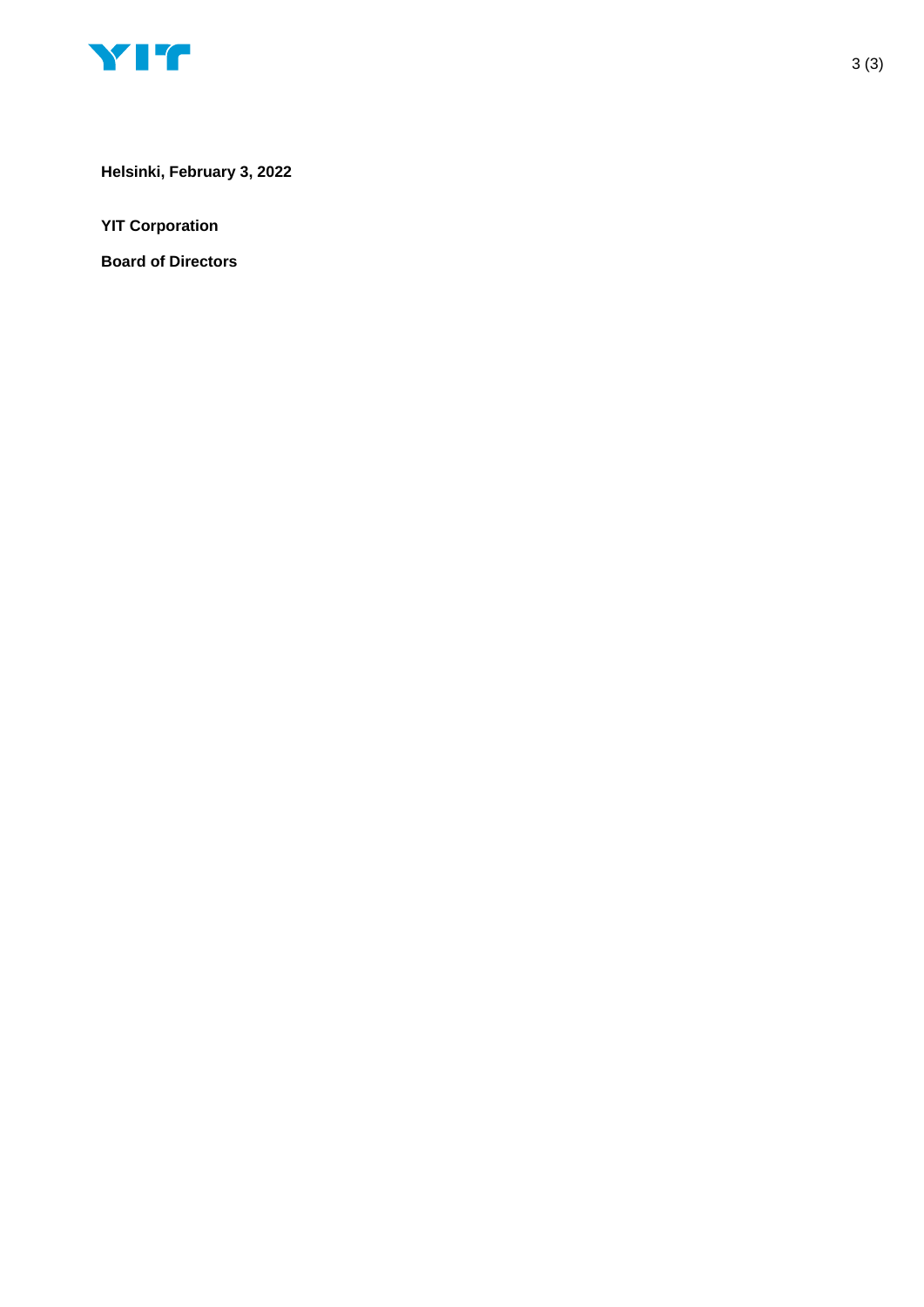**Helsinki, February 3, 2022**

**YIT Corporation**

**Board of Directors**